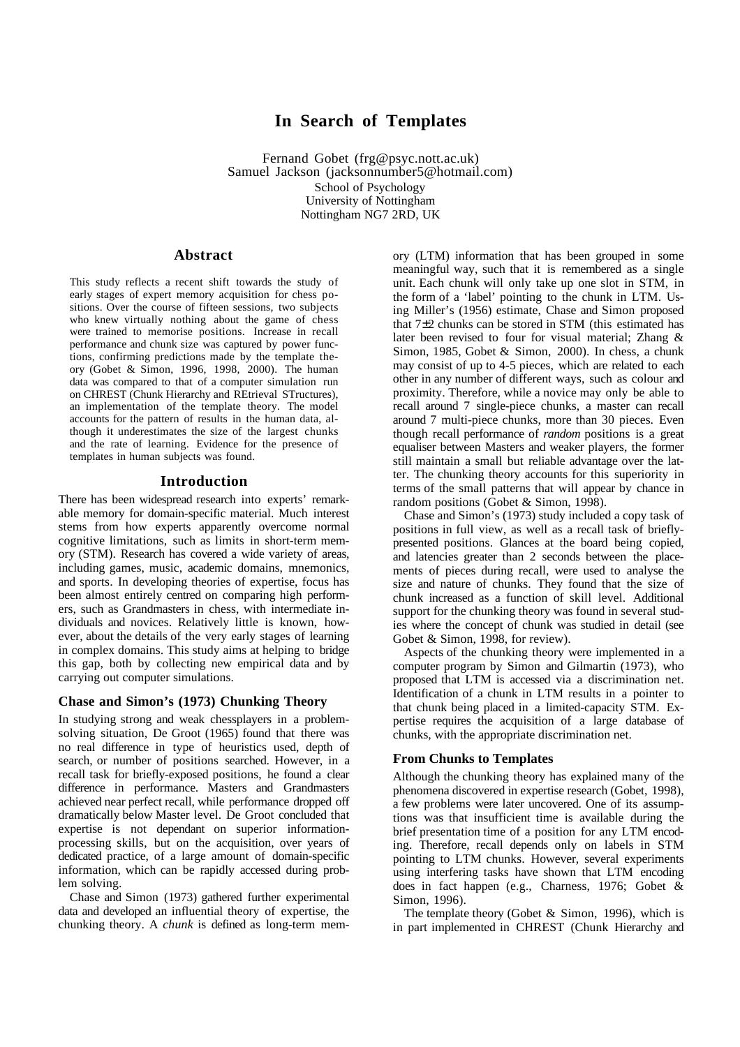# In Search of Templates

Fernand Gobet (frg@psyc.nott.ac.uk)
Samuel Jackson (jacksonnumber5@hotmail.com)
School of Psychology
University of Nottingham
Nottingham NG7 2RD, UK

## Abstract

This study reflects a recent shift towards the study of early stages of expert memory acquisition for chess positions. Over the course of fifteen sessions, two subjects who knew virtually nothing about the game of chess were trained to memorise positions. Increase in recall performance and chunk size was captured by power functions, confirming predictions made by the template theory (Gobet & Simon, 1996, 1998, 2000). The human data was compared to that of a computer simulation run on CHREST (Chunk Hierarchy and REtrieval STructures), an implementation of the template theory. The model accounts for the pattern of results in the human data, although it underestimates the size of the largest chunks and the rate of learning. Evidence for the presence of templates in human subjects was found.

## Introduction

There has been widespread research into experts' remarkable memory for domain-specific material. Much interest stems from how experts apparently overcome normal cognitive limitations, such as limits in short-term memory (STM). Research has covered a wide variety of areas, including games, music, academic domains, mnemonics, and sports. In developing theories of expertise, focus has been almost entirely centred on comparing high performers, such as Grandmasters in chess, with intermediate individuals and novices. Relatively little is known, however, about the details of the very early stages of learning in complex domains. This study aims at helping to bridge this gap, both by collecting new empirical data and by carrying out computer simulations.

### Chase and Simon's (1973) Chunking Theory

In studying strong and weak chessplayers in a problem-solving situation, De Groot (1965) found that there was no real difference in type of heuristics used, depth of search, or number of positions searched. However, in a recall task for briefly-exposed positions, he found a clear difference in performance. Masters and Grandmasters achieved near perfect recall, while performance dropped off dramatically below Master level. De Groot concluded that expertise is not dependant on superior information-processing skills, but on the acquisition, over years of dedicated practice, of a large amount of domain-specific information, which can be rapidly accessed during problem solving.

Chase and Simon (1973) gathered further experimental data and developed an influential theory of expertise, the chunking theory. A *chunk* is defined as long-term memory (LTM) information that has been grouped in some meaningful way, such that it is remembered as a single unit. Each chunk will only take up one slot in STM, in the form of a 'label' pointing to the chunk in LTM. Using Miller's (1956) estimate, Chase and Simon proposed that 7±2 chunks can be stored in STM (this estimated has later been revised to four for visual material; Zhang & Simon, 1985, Gobet & Simon, 2000). In chess, a chunk may consist of up to 4-5 pieces, which are related to each other in any number of different ways, such as colour and proximity. Therefore, while a novice may only be able to recall around 7 single-piece chunks, a master can recall around 7 multi-piece chunks, more than 30 pieces. Even though recall performance of *random* positions is a great equaliser between Masters and weaker players, the former still maintain a small but reliable advantage over the latter. The chunking theory accounts for this superiority in terms of the small patterns that will appear by chance in random positions (Gobet & Simon, 1998).

Chase and Simon's (1973) study included a copy task of positions in full view, as well as a recall task of briefly-presented positions. Glances at the board being copied, and latencies greater than 2 seconds between the placements of pieces during recall, were used to analyse the size and nature of chunks. They found that the size of chunk increased as a function of skill level. Additional support for the chunking theory was found in several studies where the concept of chunk was studied in detail (see Gobet & Simon, 1998, for review).

Aspects of the chunking theory were implemented in a computer program by Simon and Gilmartin (1973), who proposed that LTM is accessed via a discrimination net. Identification of a chunk in LTM results in a pointer to that chunk being placed in a limited-capacity STM. Expertise requires the acquisition of a large database of chunks, with the appropriate discrimination net.

### From Chunks to Templates

Although the chunking theory has explained many of the phenomena discovered in expertise research (Gobet, 1998), a few problems were later uncovered. One of its assumptions was that insufficient time is available during the brief presentation time of a position for any LTM encoding. Therefore, recall depends only on labels in STM pointing to LTM chunks. However, several experiments using interfering tasks have shown that LTM encoding does in fact happen (e.g., Charness, 1976; Gobet & Simon, 1996).

The template theory (Gobet & Simon, 1996), which is in part implemented in CHREST (Chunk Hierarchy and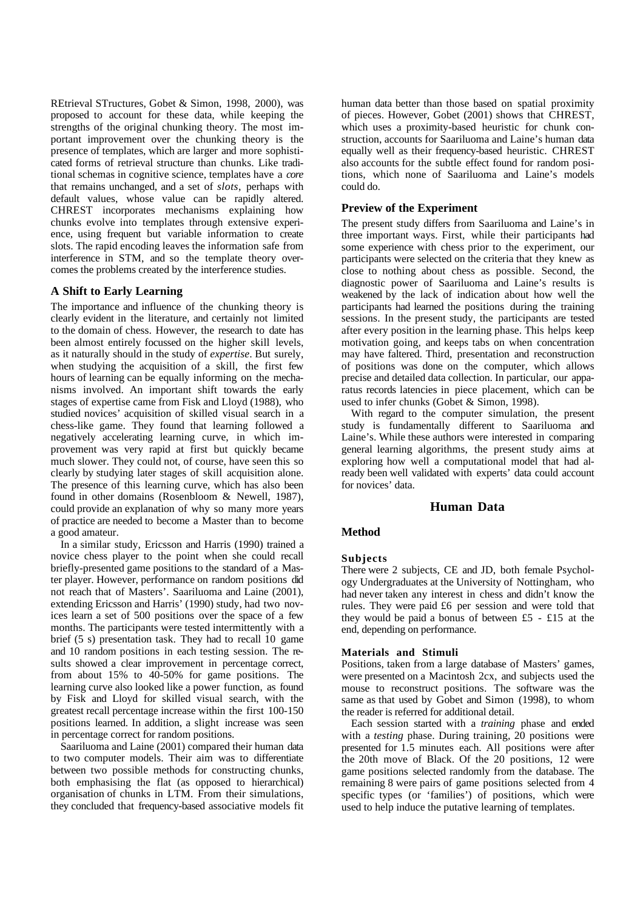REtrieval STructures, Gobet & Simon, 1998, 2000), was proposed to account for these data, while keeping the strengths of the original chunking theory. The most important improvement over the chunking theory is the presence of templates, which are larger and more sophisticated forms of retrieval structure than chunks. Like traditional schemas in cognitive science, templates have a *core* that remains unchanged, and a set of *slots*, perhaps with default values, whose value can be rapidly altered. CHREST incorporates mechanisms explaining how chunks evolve into templates through extensive experience, using frequent but variable information to create slots. The rapid encoding leaves the information safe from interference in STM, and so the template theory overcomes the problems created by the interference studies.

## A Shift to Early Learning

The importance and influence of the chunking theory is clearly evident in the literature, and certainly not limited to the domain of chess. However, the research to date has been almost entirely focussed on the higher skill levels, as it naturally should in the study of *expertise*. But surely, when studying the acquisition of a skill, the first few hours of learning can be equally informing on the mechanisms involved. An important shift towards the early stages of expertise came from Fisk and Lloyd (1988), who studied novices' acquisition of skilled visual search in a chess-like game. They found that learning followed a negatively accelerating learning curve, in which improvement was very rapid at first but quickly became much slower. They could not, of course, have seen this so clearly by studying later stages of skill acquisition alone. The presence of this learning curve, which has also been found in other domains (Rosenbloom & Newell, 1987), could provide an explanation of why so many more years of practice are needed to become a Master than to become a good amateur.

In a similar study, Ericsson and Harris (1990) trained a novice chess player to the point when she could recall briefly-presented game positions to the standard of a Master player. However, performance on random positions did not reach that of Masters'. Saariluoma and Laine (2001), extending Ericsson and Harris' (1990) study, had two novices learn a set of 500 positions over the space of a few months. The participants were tested intermittently with a brief (5 s) presentation task. They had to recall 10 game and 10 random positions in each testing session. The results showed a clear improvement in percentage correct, from about 15% to 40-50% for game positions. The learning curve also looked like a power function, as found by Fisk and Lloyd for skilled visual search, with the greatest recall percentage increase within the first 100-150 positions learned. In addition, a slight increase was seen in percentage correct for random positions.

Saariluoma and Laine (2001) compared their human data to two computer models. Their aim was to differentiate between two possible methods for constructing chunks, both emphasising the flat (as opposed to hierarchical) organisation of chunks in LTM. From their simulations, they concluded that frequency-based associative models fit human data better than those based on spatial proximity of pieces. However, Gobet (2001) shows that CHREST, which uses a proximity-based heuristic for chunk construction, accounts for Saariluoma and Laine's human data equally well as their frequency-based heuristic. CHREST also accounts for the subtle effect found for random positions, which none of Saariluoma and Laine's models could do.

## Preview of the Experiment

The present study differs from Saariluoma and Laine's in three important ways. First, while their participants had some experience with chess prior to the experiment, our participants were selected on the criteria that they knew as close to nothing about chess as possible. Second, the diagnostic power of Saariluoma and Laine's results is weakened by the lack of indication about how well the participants had learned the positions during the training sessions. In the present study, the participants are tested after every position in the learning phase. This helps keep motivation going, and keeps tabs on when concentration may have faltered. Third, presentation and reconstruction of positions was done on the computer, which allows precise and detailed data collection. In particular, our apparatus records latencies in piece placement, which can be used to infer chunks (Gobet & Simon, 1998).

With regard to the computer simulation, the present study is fundamentally different to Saariluoma and Laine's. While these authors were interested in comparing general learning algorithms, the present study aims at exploring how well a computational model that had already been well validated with experts' data could account for novices' data.

# Human Data

## Method

### Subjects

There were 2 subjects, CE and JD, both female Psychology Undergraduates at the University of Nottingham, who had never taken any interest in chess and didn't know the rules. They were paid £6 per session and were told that they would be paid a bonus of between £5 - £15 at the end, depending on performance.

### Materials and Stimuli

Positions, taken from a large database of Masters' games, were presented on a Macintosh 2cx, and subjects used the mouse to reconstruct positions. The software was the same as that used by Gobet and Simon (1998), to whom the reader is referred for additional detail.

Each session started with a *training* phase and ended with a *testing* phase. During training, 20 positions were presented for 1.5 minutes each. All positions were after the 20th move of Black. Of the 20 positions, 12 were game positions selected randomly from the database. The remaining 8 were pairs of game positions selected from 4 specific types (or 'families') of positions, which were used to help induce the putative learning of templates.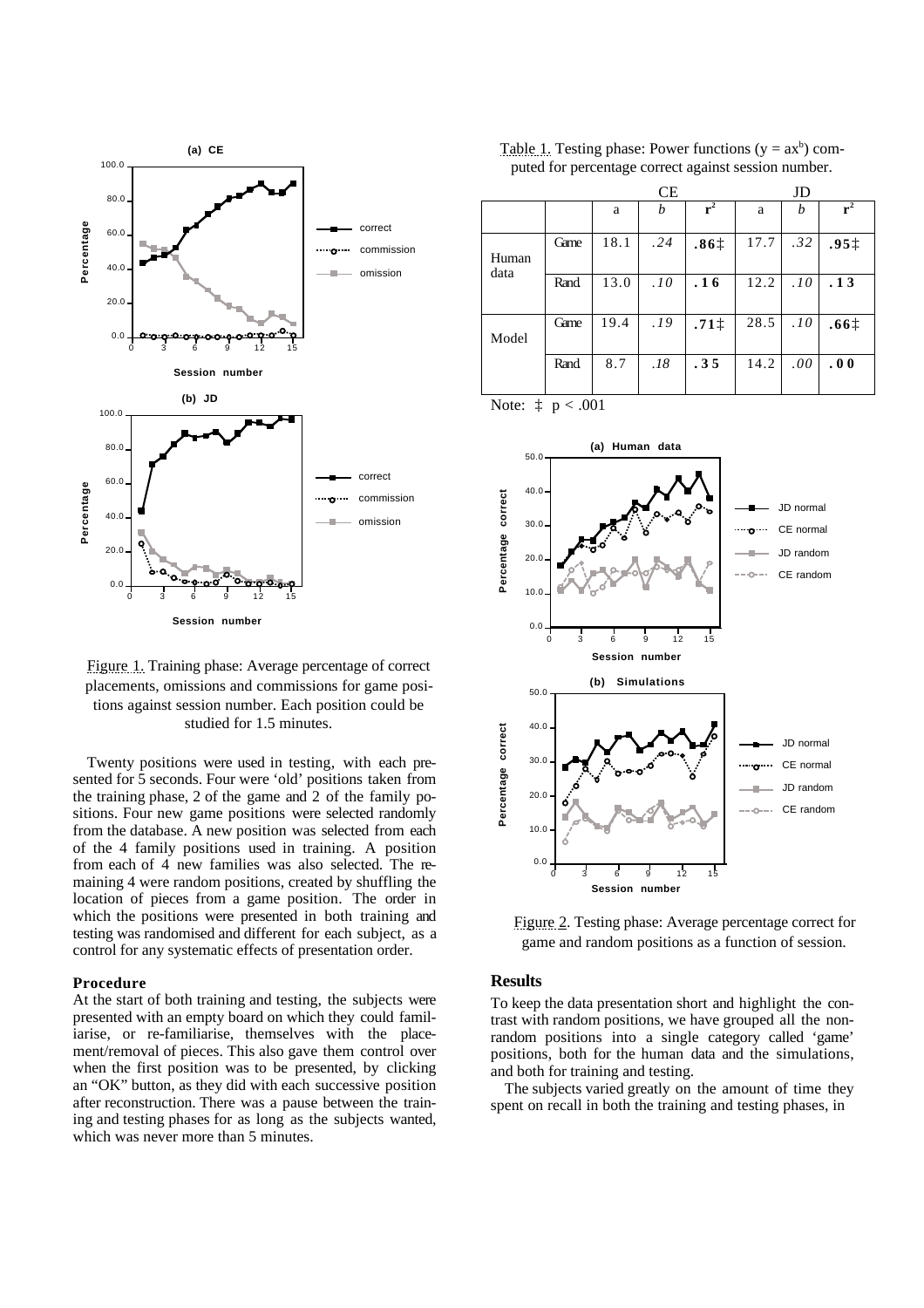Figure 1. Training phase: Average percentage of correct placements, omissions and commissions for game positions against session number. Each position could be studied for 1.5 minutes.

Twenty positions were used in testing, with each presented for 5 seconds. Four were 'old' positions taken from the training phase, 2 of the game and 2 of the family positions. Four new game positions were selected randomly from the database. A new position was selected from each of the 4 family positions used in training. A position from each of 4 new families was also selected. The remaining 4 were random positions, created by shuffling the location of pieces from a game position. The order in which the positions were presented in both training and testing was randomised and different for each subject, as a control for any systematic effects of presentation order.

### Procedure

At the start of both training and testing, the subjects were presented with an empty board on which they could familiarise, or re-familiarise, themselves with the placement/removal of pieces. This also gave them control over when the first position was to be presented, by clicking an "OK" button, as they did with each successive position after reconstruction. There was a pause between the training and testing phases for as long as the subjects wanted, which was never more than 5 minutes.

Table 1. Testing phase: Power functions ($y = ax^b$) computed for percentage correct against session number.

| | | CE | | | JD | | |
|---|---|---|---|---|---|---|---|
| | | a | *b* | $r^2$ | a | *b* | $r^2$ |
| Human data | Game | 18.1 | *.24* | **.86‡** | 17.7 | *.32* | **.95‡** |
| | Rand | 13.0 | *.10* | **.16** | 12.2 | *.10* | **.13** |
| Model | Game | 19.4 | *.19* | **.71‡** | 28.5 | *.10* | **.66‡** |
| | Rand | 8.7 | *.18* | **.35** | 14.2 | *.00* | **.00** |

Note: ‡ $p < .001$

Figure 2. Testing phase: Average percentage correct for game and random positions as a function of session.

## Results

To keep the data presentation short and highlight the contrast with random positions, we have grouped all the non-random positions into a single category called 'game' positions, both for the human data and the simulations, and both for training and testing.

The subjects varied greatly on the amount of time they spent on recall in both the training and testing phases, in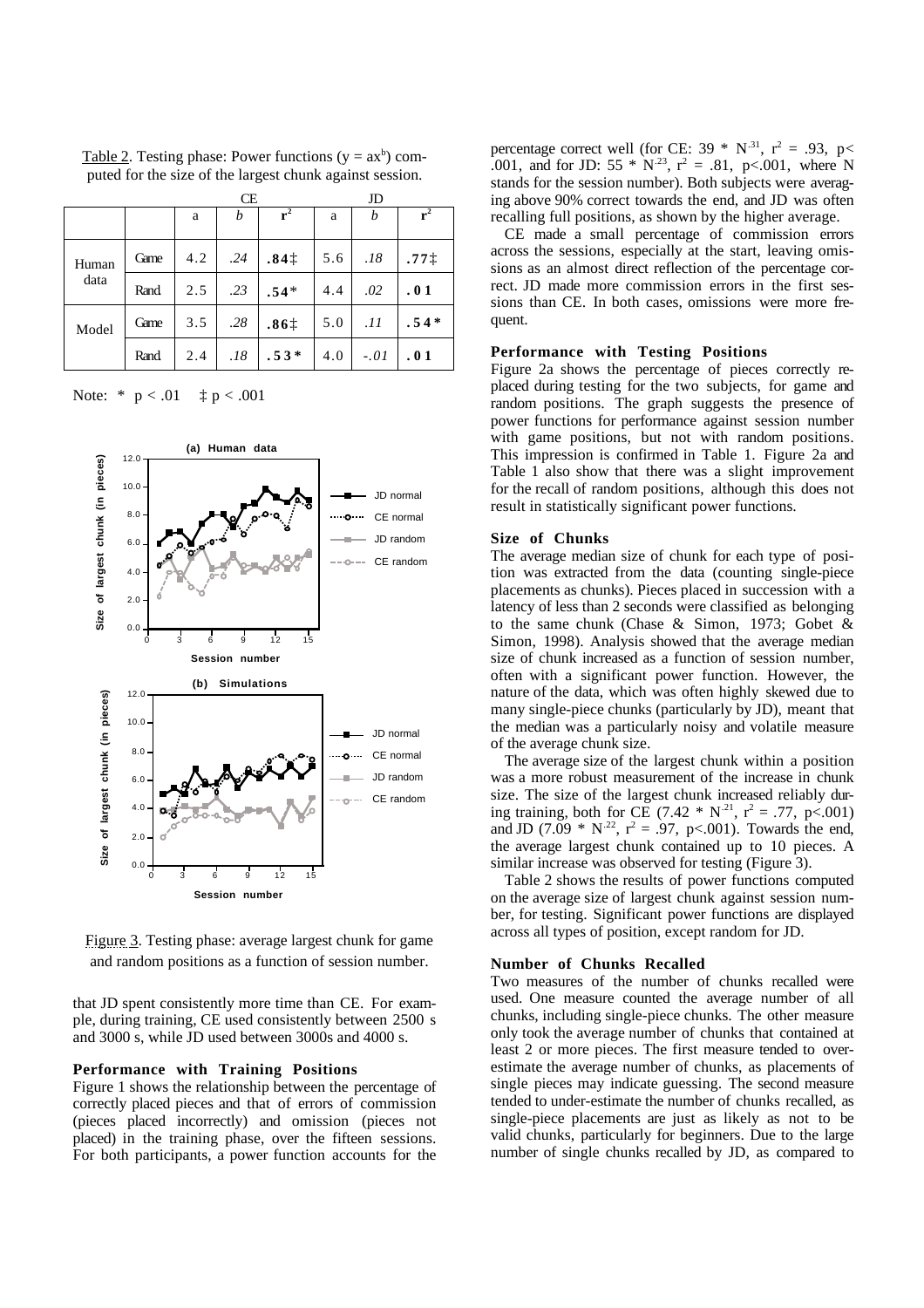Table 2. Testing phase: Power functions ($y = ax^b$) computed for the size of the largest chunk against session.

| | | CE | | | JD | | |
|---|---|---|---|---|---|---|---|
| | | a | *b* | $r^2$ | a | *b* | $r^2$ |
| Human data | Game | 4.2 | *.24* | **.84‡** | 5.6 | *.18* | **.77‡** |
| | Rand | 2.5 | *.23* | **.54*** | 4.4 | *.02* | **.01** |
| Model | Game | 3.5 | *.28* | **.86‡** | 5.0 | *.11* | **.54*** |
| | Rand | 2.4 | *.18* | **.53*** | 4.0 | *-.01* | **.01** |

Note: * $p < .01$ ‡ $p < .001$

Figure 3. Testing phase: average largest chunk for game and random positions as a function of session number.

that JD spent consistently more time than CE. For example, during training, CE used consistently between 2500 s and 3000 s, while JD used between 3000s and 4000 s.

### Performance with Training Positions

Figure 1 shows the relationship between the percentage of correctly placed pieces and that of errors of commission (pieces placed incorrectly) and omission (pieces not placed) in the training phase, over the fifteen sessions. For both participants, a power function accounts for the percentage correct well (for CE: $39 * N^{.31}$, $r^2 = .93$, $p < .001$, and for JD: $55 * N^{.23}$, $r^2 = .81$, $p < .001$, where N stands for the session number). Both subjects were averaging above 90% correct towards the end, and JD was often recalling full positions, as shown by the higher average.

CE made a small percentage of commission errors across the sessions, especially at the start, leaving omissions as an almost direct reflection of the percentage correct. JD made more commission errors in the first sessions than CE. In both cases, omissions were more frequent.

### Performance with Testing Positions

Figure 2a shows the percentage of pieces correctly replaced during testing for the two subjects, for game and random positions. The graph suggests the presence of power functions for performance against session number with game positions, but not with random positions. This impression is confirmed in Table 1. Figure 2a and Table 1 also show that there was a slight improvement for the recall of random positions, although this does not result in statistically significant power functions.

### Size of Chunks

The average median size of chunk for each type of position was extracted from the data (counting single-piece placements as chunks). Pieces placed in succession with a latency of less than 2 seconds were classified as belonging to the same chunk (Chase & Simon, 1973; Gobet & Simon, 1998). Analysis showed that the average median size of chunk increased as a function of session number, often with a significant power function. However, the nature of the data, which was often highly skewed due to many single-piece chunks (particularly by JD), meant that the median was a particularly noisy and volatile measure of the average chunk size.

The average size of the largest chunk within a position was a more robust measurement of the increase in chunk size. The size of the largest chunk increased reliably during training, both for CE ($7.42 * N^{.21}$, $r^2 = .77$, $p < .001$) and JD ($7.09 * N^{.22}$, $r^2 = .97$, $p < .001$). Towards the end, the average largest chunk contained up to 10 pieces. A similar increase was observed for testing (Figure 3).

Table 2 shows the results of power functions computed on the average size of largest chunk against session number, for testing. Significant power functions are displayed across all types of position, except random for JD.

### Number of Chunks Recalled

Two measures of the number of chunks recalled were used. One measure counted the average number of all chunks, including single-piece chunks. The other measure only took the average number of chunks that contained at least 2 or more pieces. The first measure tended to overestimate the average number of chunks, as placements of single pieces may indicate guessing. The second measure tended to under-estimate the number of chunks recalled, as single-piece placements are just as likely as not to be valid chunks, particularly for beginners. Due to the large number of single chunks recalled by JD, as compared to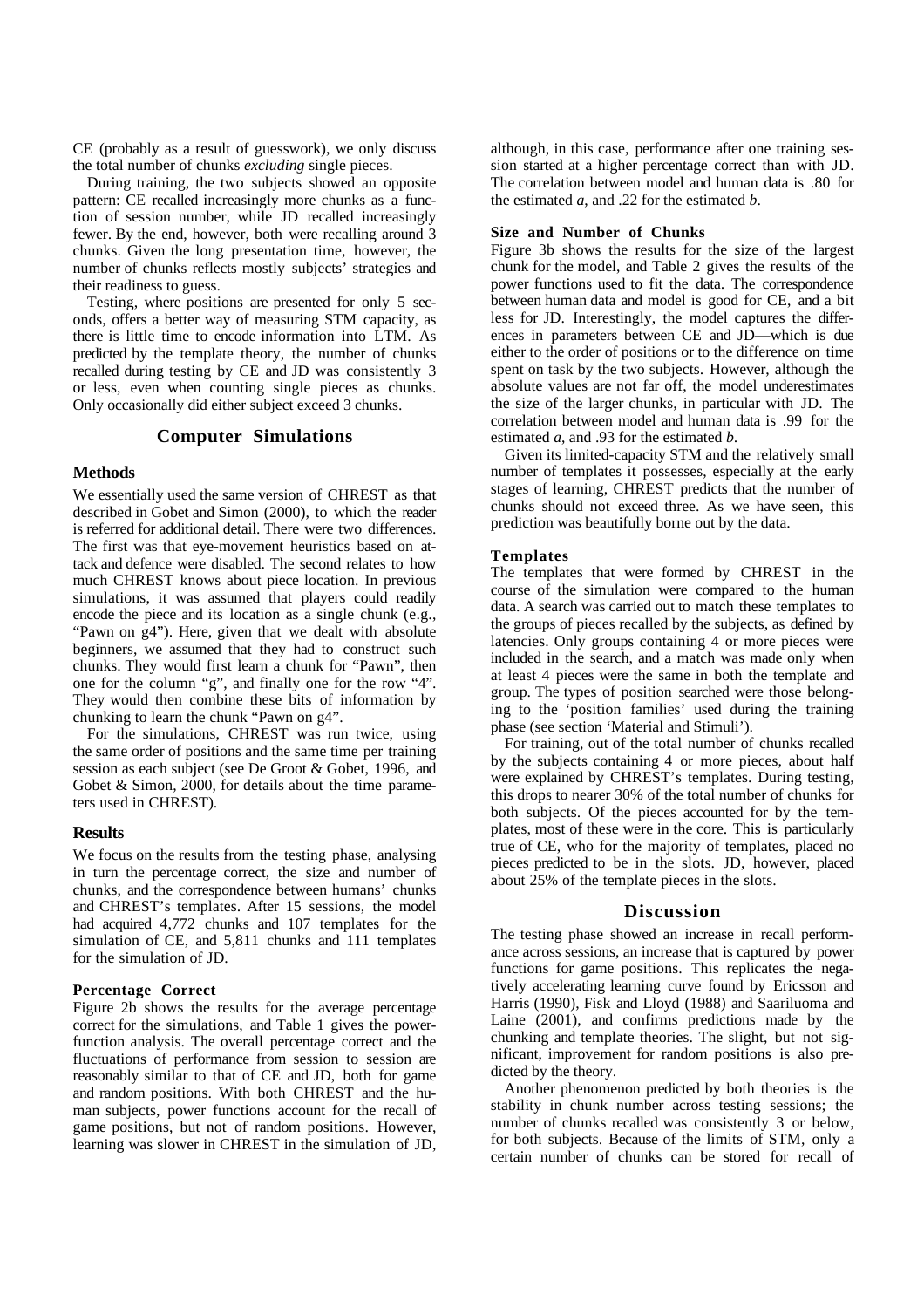CE (probably as a result of guesswork), we only discuss the total number of chunks *excluding* single pieces.

During training, the two subjects showed an opposite pattern: CE recalled increasingly more chunks as a function of session number, while JD recalled increasingly fewer. By the end, however, both were recalling around 3 chunks. Given the long presentation time, however, the number of chunks reflects mostly subjects' strategies and their readiness to guess.

Testing, where positions are presented for only 5 seconds, offers a better way of measuring STM capacity, as there is little time to encode information into LTM. As predicted by the template theory, the number of chunks recalled during testing by CE and JD was consistently 3 or less, even when counting single pieces as chunks. Only occasionally did either subject exceed 3 chunks.

## Computer Simulations

### Methods

We essentially used the same version of CHREST as that described in Gobet and Simon (2000), to which the reader is referred for additional detail. There were two differences. The first was that eye-movement heuristics based on attack and defence were disabled. The second relates to how much CHREST knows about piece location. In previous simulations, it was assumed that players could readily encode the piece and its location as a single chunk (e.g., "Pawn on g4"). Here, given that we dealt with absolute beginners, we assumed that they had to construct such chunks. They would first learn a chunk for "Pawn", then one for the column "g", and finally one for the row "4". They would then combine these bits of information by chunking to learn the chunk "Pawn on g4".

For the simulations, CHREST was run twice, using the same order of positions and the same time per training session as each subject (see De Groot & Gobet, 1996, and Gobet & Simon, 2000, for details about the time parameters used in CHREST).

### Results

We focus on the results from the testing phase, analysing in turn the percentage correct, the size and number of chunks, and the correspondence between humans' chunks and CHREST's templates. After 15 sessions, the model had acquired 4,772 chunks and 107 templates for the simulation of CE, and 5,811 chunks and 111 templates for the simulation of JD.

#### Percentage Correct

Figure 2b shows the results for the average percentage correct for the simulations, and Table 1 gives the power-function analysis. The overall percentage correct and the fluctuations of performance from session to session are reasonably similar to that of CE and JD, both for game and random positions. With both CHREST and the human subjects, power functions account for the recall of game positions, but not of random positions. However, learning was slower in CHREST in the simulation of JD, although, in this case, performance after one training session started at a higher percentage correct than with JD. The correlation between model and human data is .80 for the estimated $a$, and .22 for the estimated $b$.

#### Size and Number of Chunks

Figure 3b shows the results for the size of the largest chunk for the model, and Table 2 gives the results of the power functions used to fit the data. The correspondence between human data and model is good for CE, and a bit less for JD. Interestingly, the model captures the differences in parameters between CE and JD—which is due either to the order of positions or to the difference on time spent on task by the two subjects. However, although the absolute values are not far off, the model underestimates the size of the larger chunks, in particular with JD. The correlation between model and human data is .99 for the estimated $a$, and .93 for the estimated $b$.

Given its limited-capacity STM and the relatively small number of templates it possesses, especially at the early stages of learning, CHREST predicts that the number of chunks should not exceed three. As we have seen, this prediction was beautifully borne out by the data.

#### Templates

The templates that were formed by CHREST in the course of the simulation were compared to the human data. A search was carried out to match these templates to the groups of pieces recalled by the subjects, as defined by latencies. Only groups containing 4 or more pieces were included in the search, and a match was made only when at least 4 pieces were the same in both the template and group. The types of position searched were those belonging to the 'position families' used during the training phase (see section 'Material and Stimuli').

For training, out of the total number of chunks recalled by the subjects containing 4 or more pieces, about half were explained by CHREST's templates. During testing, this drops to nearer 30% of the total number of chunks for both subjects. Of the pieces accounted for by the templates, most of these were in the core. This is particularly true of CE, who for the majority of templates, placed no pieces predicted to be in the slots. JD, however, placed about 25% of the template pieces in the slots.

## Discussion

The testing phase showed an increase in recall performance across sessions, an increase that is captured by power functions for game positions. This replicates the negatively accelerating learning curve found by Ericsson and Harris (1990), Fisk and Lloyd (1988) and Saariluoma and Laine (2001), and confirms predictions made by the chunking and template theories. The slight, but not significant, improvement for random positions is also predicted by the theory.

Another phenomenon predicted by both theories is the stability in chunk number across testing sessions; the number of chunks recalled was consistently 3 or below, for both subjects. Because of the limits of STM, only a certain number of chunks can be stored for recall of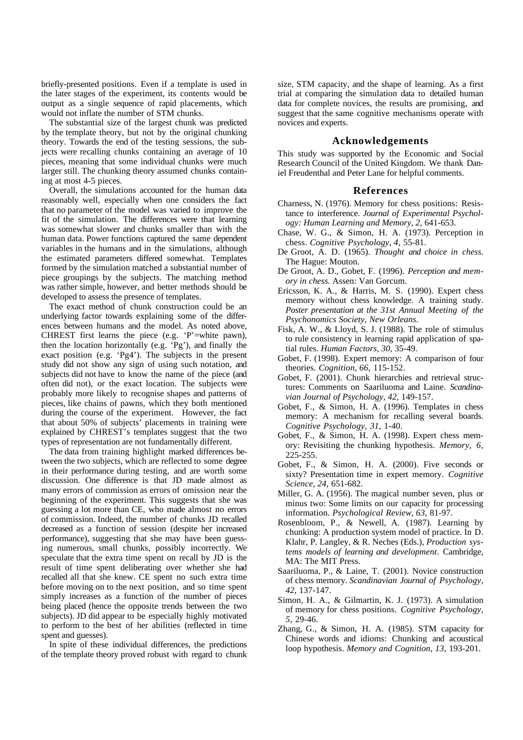briefly-presented positions. Even if a template is used in the later stages of the experiment, its contents would be output as a single sequence of rapid placements, which would not inflate the number of STM chunks.

The substantial size of the largest chunk was predicted by the template theory, but not by the original chunking theory. Towards the end of the testing sessions, the subjects were recalling chunks containing an average of 10 pieces, meaning that some individual chunks were much larger still. The chunking theory assumed chunks containing at most 4-5 pieces.

Overall, the simulations accounted for the human data reasonably well, especially when one considers the fact that no parameter of the model was varied to improve the fit of the simulation. The differences were that learning was somewhat slower and chunks smaller than with the human data. Power functions captured the same dependent variables in the humans and in the simulations, although the estimated parameters differed somewhat. Templates formed by the simulation matched a substantial number of piece groupings by the subjects. The matching method was rather simple, however, and better methods should be developed to assess the presence of templates.

The exact method of chunk construction could be an underlying factor towards explaining some of the differences between humans and the model. As noted above, CHREST first learns the piece (e.g. 'P'=white pawn), then the location horizontally (e.g. 'Pg'), and finally the exact position (e.g. 'Pg4'). The subjects in the present study did not show any sign of using such notation, and subjects did not have to know the name of the piece (and often did not), or the exact location. The subjects were probably more likely to recognise shapes and patterns of pieces, like chains of pawns, which they both mentioned during the course of the experiment. However, the fact that about 50% of subjects' placements in training were explained by CHREST's templates suggest that the two types of representation are not fundamentally different.

The data from training highlight marked differences between the two subjects, which are reflected to some degree in their performance during testing, and are worth some discussion. One difference is that JD made almost as many errors of commission as errors of omission near the beginning of the experiment. This suggests that she was guessing a lot more than CE, who made almost no errors of commission. Indeed, the number of chunks JD recalled decreased as a function of session (despite her increased performance), suggesting that she may have been guessing numerous, small chunks, possibly incorrectly. We speculate that the extra time spent on recall by JD is the result of time spent deliberating over whether she had recalled all that she knew. CE spent no such extra time before moving on to the next position, and so time spent simply increases as a function of the number of pieces being placed (hence the opposite trends between the two subjects). JD did appear to be especially highly motivated to perform to the best of her abilities (reflected in time spent and guesses).

In spite of these individual differences, the predictions of the template theory proved robust with regard to chunk size, STM capacity, and the shape of learning. As a first trial at comparing the simulation data to detailed human data for complete novices, the results are promising, and suggest that the same cognitive mechanisms operate with novices and experts.

## Acknowledgements

This study was supported by the Economic and Social Research Council of the United Kingdom. We thank Daniel Freudenthal and Peter Lane for helpful comments.

## References

Charness, N. (1976). Memory for chess positions: Resistance to interference. *Journal of Experimental Psychology: Human Learning and Memory, 2*, 641-653.

Chase, W. G., & Simon, H. A. (1973). Perception in chess. *Cognitive Psychology, 4*, 55-81.

De Groot, A. D. (1965). *Thought and choice in chess.* The Hague: Mouton.

De Groot, A. D., Gobet, F. (1996). *Perception and memory in chess.* Assen: Van Gorcum.

Ericsson, K. A., & Harris, M. S. (1990). Expert chess memory without chess knowledge. A training study. *Poster presentation at the 31st Annual Meeting of the Psychonomics Society, New Orleans.*

Fisk, A. W., & Lloyd, S. J. (1988). The role of stimulus to rule consistency in learning rapid application of spatial rules. *Human Factors, 30*, 35-49.

Gobet, F. (1998). Expert memory: A comparison of four theories. *Cognition, 66*, 115-152.

Gobet, F. (2001). Chunk hierarchies and retrieval structures: Comments on Saariluoma and Laine. *Scandinavian Journal of Psychology, 42*, 149-157.

Gobet, F., & Simon, H. A. (1996). Templates in chess memory: A mechanism for recalling several boards. *Cognitive Psychology, 31*, 1-40.

Gobet, F., & Simon, H. A. (1998). Expert chess memory: Revisiting the chunking hypothesis. *Memory, 6*, 225-255.

Gobet, F., & Simon, H. A. (2000). Five seconds or sixty? Presentation time in expert memory. *Cognitive Science, 24*, 651-682.

Miller, G. A. (1956). The magical number seven, plus or minus two: Some limits on our capacity for processing information. *Psychological Review, 63*, 81-97.

Rosenbloom, P., & Newell, A. (1987). Learning by chunking: A production system model of practice. In D. Klahr, P. Langley, & R. Neches (Eds.), *Production systems models of learning and development*. Cambridge, MA: The MIT Press.

Saariluoma, P., & Laine, T. (2001). Novice construction of chess memory. *Scandinavian Journal of Psychology, 42*, 137-147.

Simon, H. A., & Gilmartin, K. J. (1973). A simulation of memory for chess positions. *Cognitive Psychology, 5*, 29-46.

Zhang, G., & Simon, H. A. (1985). STM capacity for Chinese words and idioms: Chunking and acoustical loop hypothesis. *Memory and Cognition, 13*, 193-201.